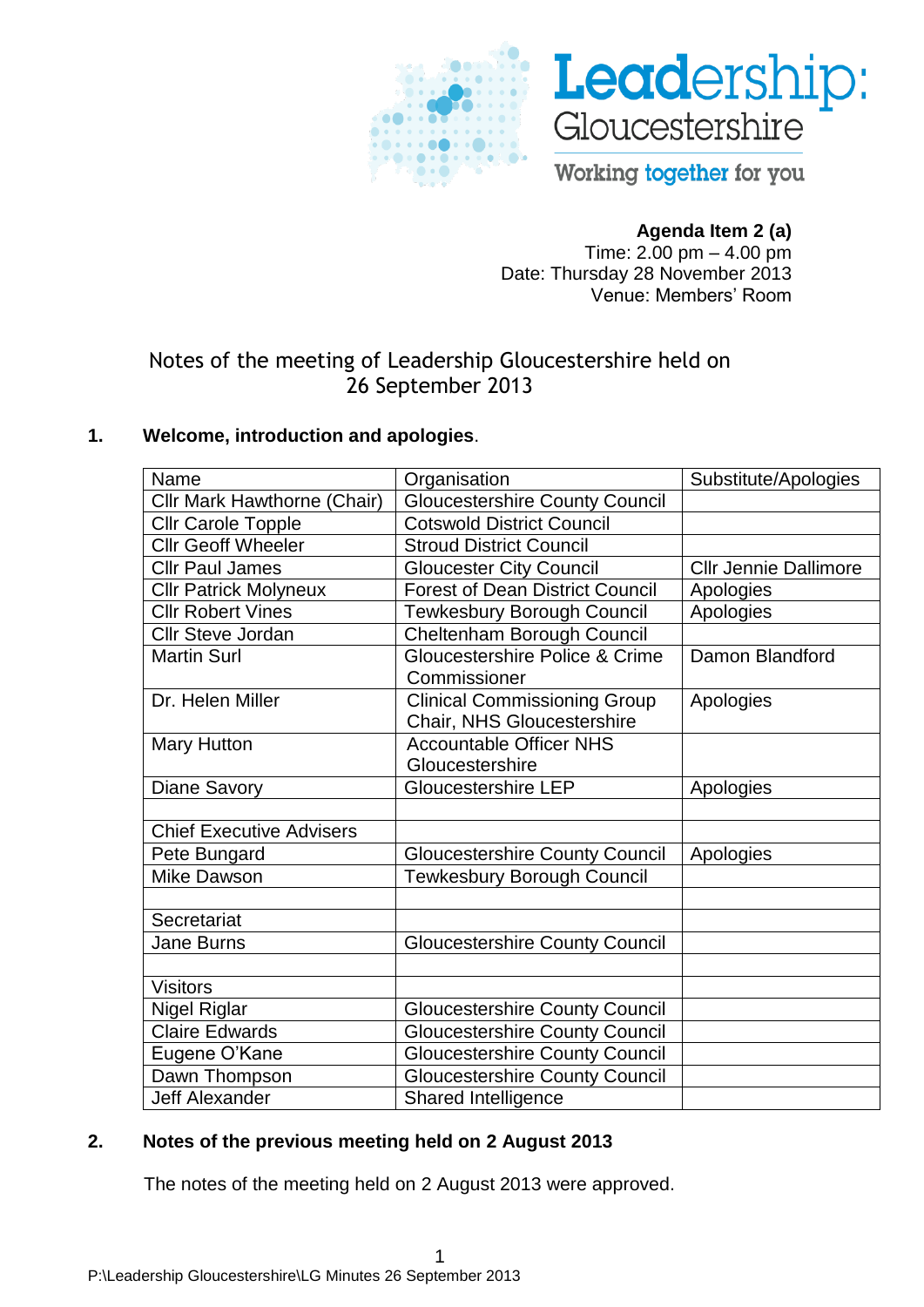**Leadership: Gloucestershire**

Working together for you

**Agenda Item 2 (a)**
Time: 2.00 pm – 4.00 pm
Date: Thursday 28 November 2013
Venue: Members' Room

# Notes of the meeting of Leadership Gloucestershire held on 26 September 2013

## 1. Welcome, introduction and apologies.

| Name | Organisation | Substitute/Apologies |
|---|---|---|
| Cllr Mark Hawthorne (Chair) | Gloucestershire County Council | |
| Cllr Carole Topple | Cotswold District Council | |
| Cllr Geoff Wheeler | Stroud District Council | |
| Cllr Paul James | Gloucester City Council | Cllr Jennie Dallimore |
| Cllr Patrick Molyneux | Forest of Dean District Council | Apologies |
| Cllr Robert Vines | Tewkesbury Borough Council | Apologies |
| Cllr Steve Jordan | Cheltenham Borough Council | |
| Martin Surl | Gloucestershire Police & Crime Commissioner | Damon Blandford |
| Dr. Helen Miller | Clinical Commissioning Group Chair, NHS Gloucestershire | Apologies |
| Mary Hutton | Accountable Officer NHS Gloucestershire | |
| Diane Savory | Gloucestershire LEP | Apologies |
| | | |
| Chief Executive Advisers | | |
| Pete Bungard | Gloucestershire County Council | Apologies |
| Mike Dawson | Tewkesbury Borough Council | |
| | | |
| Secretariat | | |
| Jane Burns | Gloucestershire County Council | |
| | | |
| Visitors | | |
| Nigel Riglar | Gloucestershire County Council | |
| Claire Edwards | Gloucestershire County Council | |
| Eugene O'Kane | Gloucestershire County Council | |
| Dawn Thompson | Gloucestershire County Council | |
| Jeff Alexander | Shared Intelligence | |

## 2. Notes of the previous meeting held on 2 August 2013

The notes of the meeting held on 2 August 2013 were approved.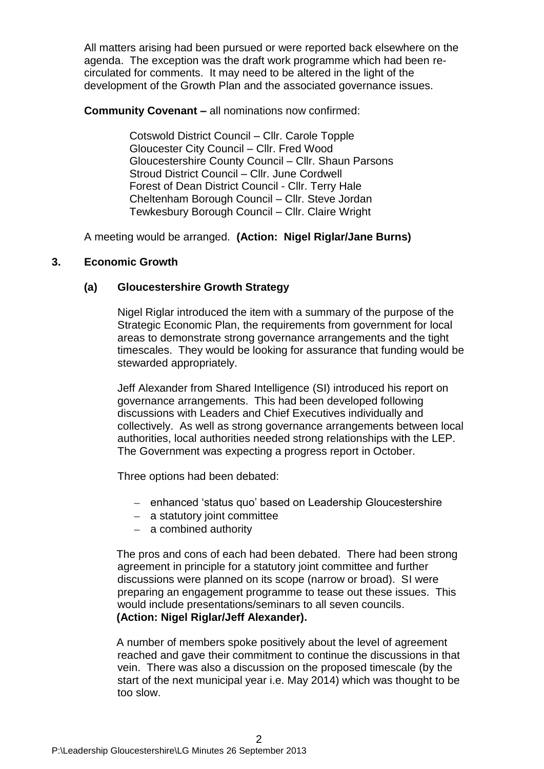All matters arising had been pursued or were reported back elsewhere on the agenda. The exception was the draft work programme which had been re-circulated for comments. It may need to be altered in the light of the development of the Growth Plan and the associated governance issues.

**Community Covenant –** all nominations now confirmed:

Cotswold District Council – Cllr. Carole Topple
Gloucester City Council – Cllr. Fred Wood
Gloucestershire County Council – Cllr. Shaun Parsons
Stroud District Council – Cllr. June Cordwell
Forest of Dean District Council - Cllr. Terry Hale
Cheltenham Borough Council – Cllr. Steve Jordan
Tewkesbury Borough Council – Cllr. Claire Wright

A meeting would be arranged. **(Action: Nigel Riglar/Jane Burns)**

## 3. Economic Growth

### (a) Gloucestershire Growth Strategy

Nigel Riglar introduced the item with a summary of the purpose of the Strategic Economic Plan, the requirements from government for local areas to demonstrate strong governance arrangements and the tight timescales. They would be looking for assurance that funding would be stewarded appropriately.

Jeff Alexander from Shared Intelligence (SI) introduced his report on governance arrangements. This had been developed following discussions with Leaders and Chief Executives individually and collectively. As well as strong governance arrangements between local authorities, local authorities needed strong relationships with the LEP. The Government was expecting a progress report in October.

Three options had been debated:

- enhanced 'status quo' based on Leadership Gloucestershire
- a statutory joint committee
- a combined authority

The pros and cons of each had been debated. There had been strong agreement in principle for a statutory joint committee and further discussions were planned on its scope (narrow or broad). SI were preparing an engagement programme to tease out these issues. This would include presentations/seminars to all seven councils. **(Action: Nigel Riglar/Jeff Alexander).**

A number of members spoke positively about the level of agreement reached and gave their commitment to continue the discussions in that vein. There was also a discussion on the proposed timescale (by the start of the next municipal year i.e. May 2014) which was thought to be too slow.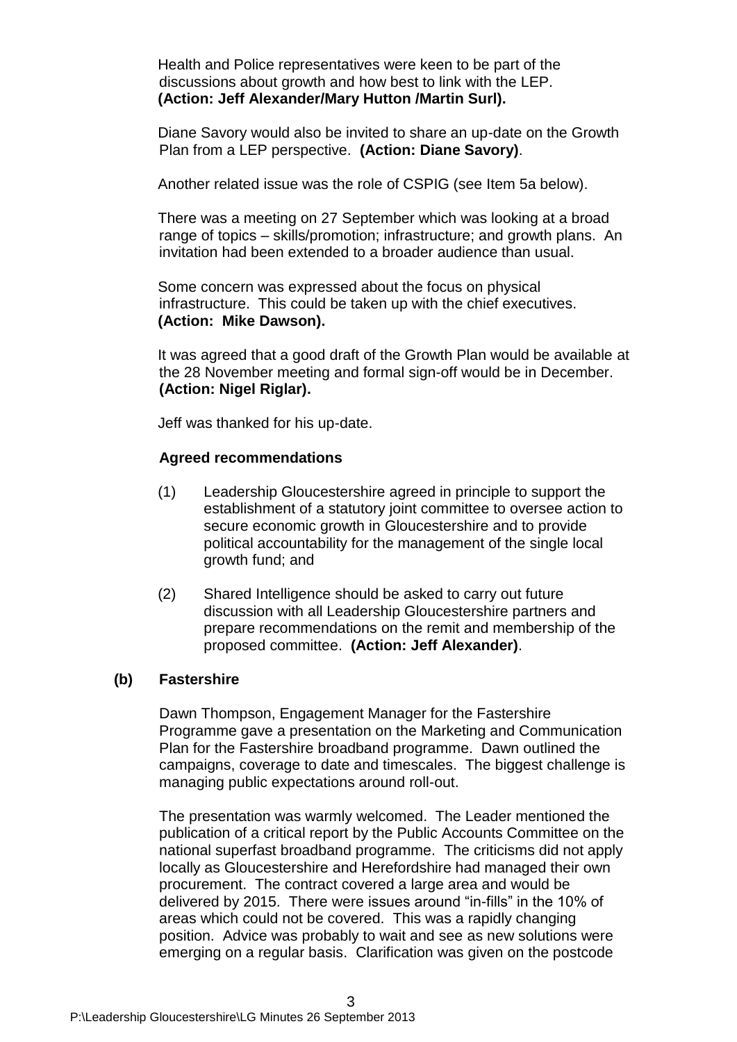Health and Police representatives were keen to be part of the discussions about growth and how best to link with the LEP. **(Action: Jeff Alexander/Mary Hutton /Martin Surl).**

Diane Savory would also be invited to share an up-date on the Growth Plan from a LEP perspective. **(Action: Diane Savory)**.

Another related issue was the role of CSPIG (see Item 5a below).

There was a meeting on 27 September which was looking at a broad range of topics – skills/promotion; infrastructure; and growth plans. An invitation had been extended to a broader audience than usual.

Some concern was expressed about the focus on physical infrastructure. This could be taken up with the chief executives. **(Action: Mike Dawson).**

It was agreed that a good draft of the Growth Plan would be available at the 28 November meeting and formal sign-off would be in December. **(Action: Nigel Riglar).**

Jeff was thanked for his up-date.

**Agreed recommendations**

(1) Leadership Gloucestershire agreed in principle to support the establishment of a statutory joint committee to oversee action to secure economic growth in Gloucestershire and to provide political accountability for the management of the single local growth fund; and

(2) Shared Intelligence should be asked to carry out future discussion with all Leadership Gloucestershire partners and prepare recommendations on the remit and membership of the proposed committee. **(Action: Jeff Alexander)**.

**(b) Fastershire**

Dawn Thompson, Engagement Manager for the Fastershire Programme gave a presentation on the Marketing and Communication Plan for the Fastershire broadband programme. Dawn outlined the campaigns, coverage to date and timescales. The biggest challenge is managing public expectations around roll-out.

The presentation was warmly welcomed. The Leader mentioned the publication of a critical report by the Public Accounts Committee on the national superfast broadband programme. The criticisms did not apply locally as Gloucestershire and Herefordshire had managed their own procurement. The contract covered a large area and would be delivered by 2015. There were issues around "in-fills" in the 10% of areas which could not be covered. This was a rapidly changing position. Advice was probably to wait and see as new solutions were emerging on a regular basis. Clarification was given on the postcode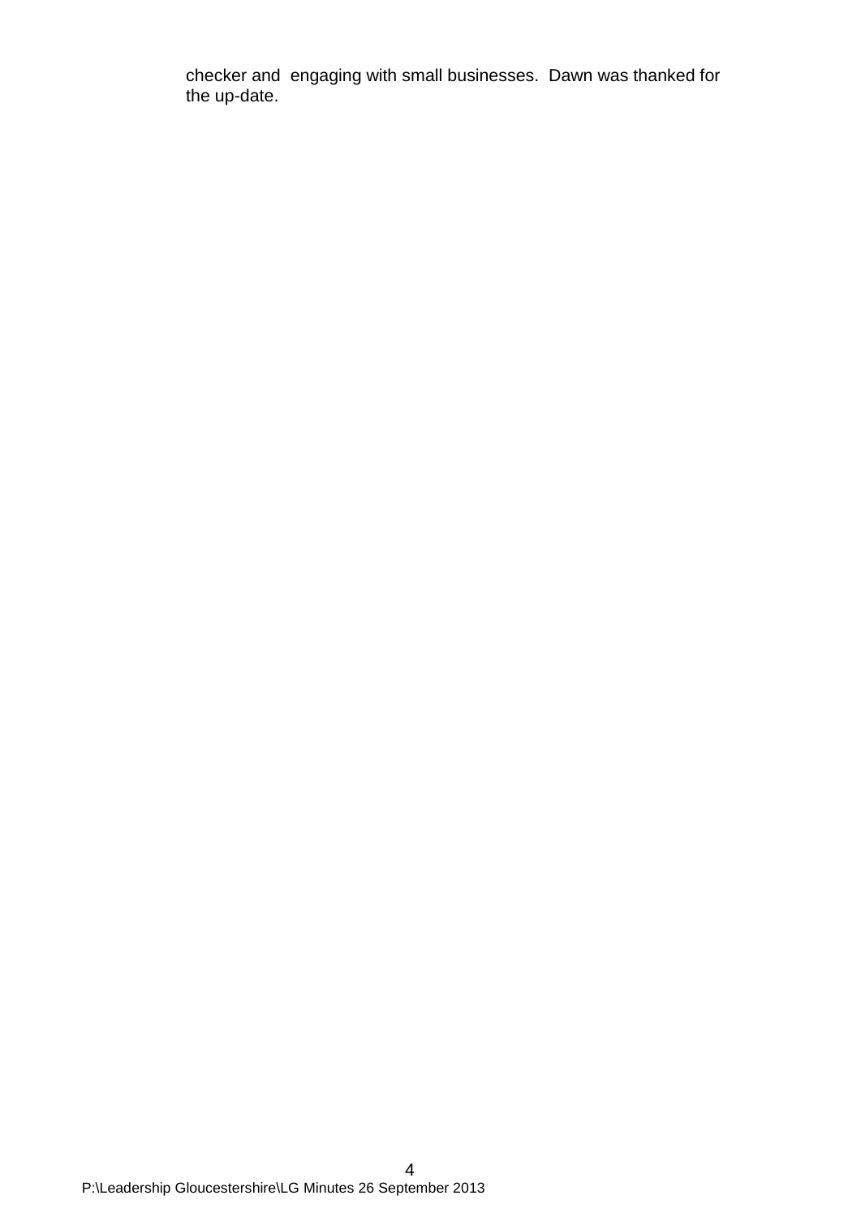checker and engaging with small businesses. Dawn was thanked for the up-date.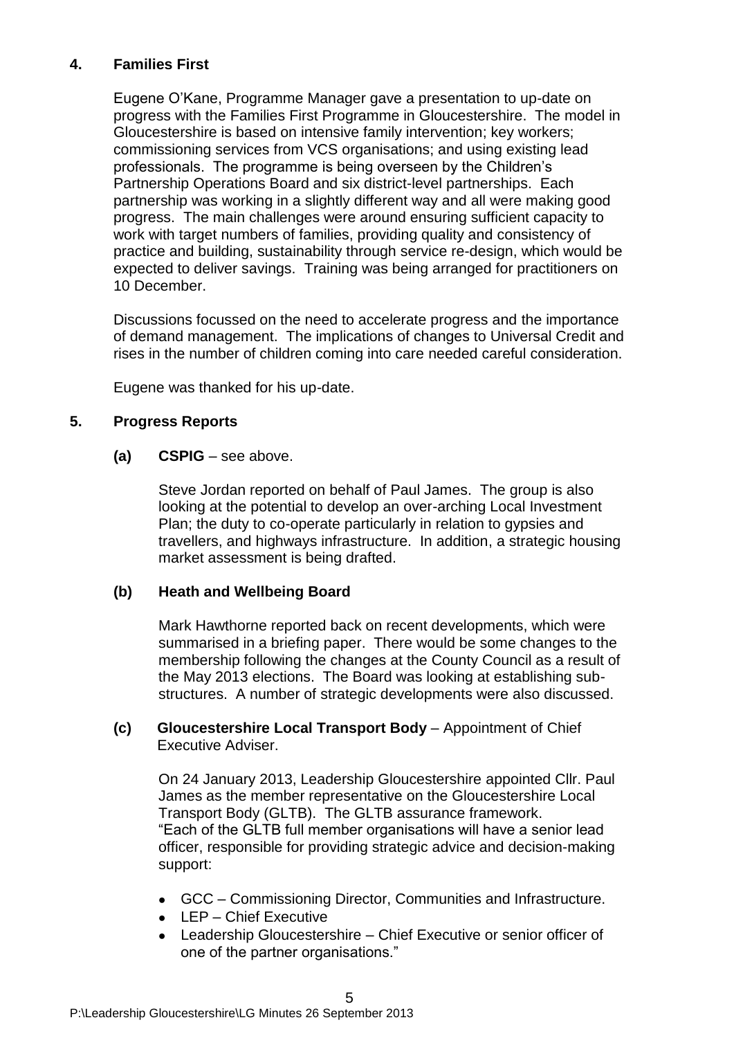## 4. Families First

Eugene O'Kane, Programme Manager gave a presentation to up-date on progress with the Families First Programme in Gloucestershire. The model in Gloucestershire is based on intensive family intervention; key workers; commissioning services from VCS organisations; and using existing lead professionals. The programme is being overseen by the Children's Partnership Operations Board and six district-level partnerships. Each partnership was working in a slightly different way and all were making good progress. The main challenges were around ensuring sufficient capacity to work with target numbers of families, providing quality and consistency of practice and building, sustainability through service re-design, which would be expected to deliver savings. Training was being arranged for practitioners on 10 December.

Discussions focussed on the need to accelerate progress and the importance of demand management. The implications of changes to Universal Credit and rises in the number of children coming into care needed careful consideration.

Eugene was thanked for his up-date.

## 5. Progress Reports

**(a) CSPIG** – see above.

Steve Jordan reported on behalf of Paul James. The group is also looking at the potential to develop an over-arching Local Investment Plan; the duty to co-operate particularly in relation to gypsies and travellers, and highways infrastructure. In addition, a strategic housing market assessment is being drafted.

**(b) Heath and Wellbeing Board**

Mark Hawthorne reported back on recent developments, which were summarised in a briefing paper. There would be some changes to the membership following the changes at the County Council as a result of the May 2013 elections. The Board was looking at establishing sub-structures. A number of strategic developments were also discussed.

**(c) Gloucestershire Local Transport Body** – Appointment of Chief Executive Adviser.

On 24 January 2013, Leadership Gloucestershire appointed Cllr. Paul James as the member representative on the Gloucestershire Local Transport Body (GLTB). The GLTB assurance framework. "Each of the GLTB full member organisations will have a senior lead officer, responsible for providing strategic advice and decision-making support:

- GCC – Commissioning Director, Communities and Infrastructure.
- LEP – Chief Executive
- Leadership Gloucestershire – Chief Executive or senior officer of one of the partner organisations."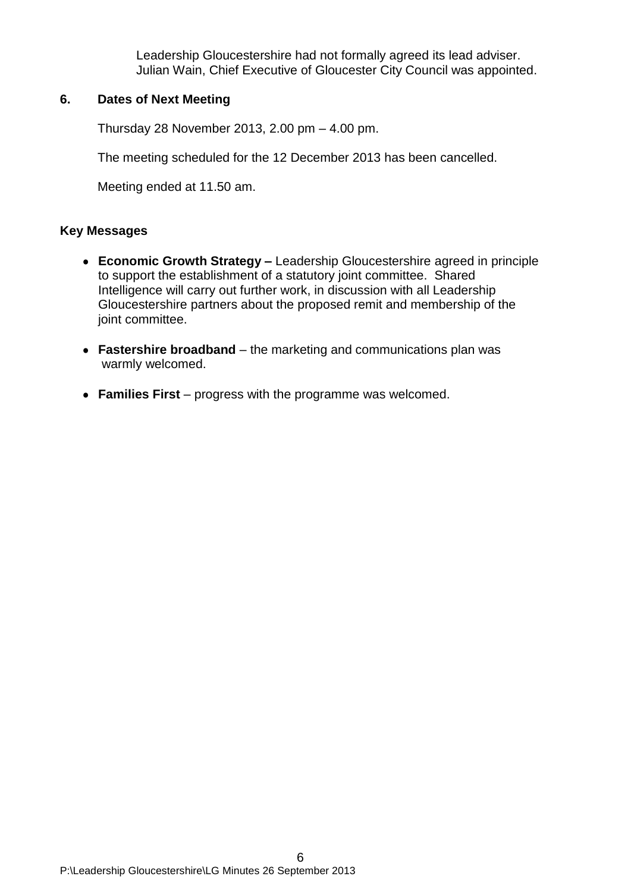Leadership Gloucestershire had not formally agreed its lead adviser. Julian Wain, Chief Executive of Gloucester City Council was appointed.

## 6. Dates of Next Meeting

Thursday 28 November 2013, 2.00 pm – 4.00 pm.

The meeting scheduled for the 12 December 2013 has been cancelled.

Meeting ended at 11.50 am.

## Key Messages

- **Economic Growth Strategy –** Leadership Gloucestershire agreed in principle to support the establishment of a statutory joint committee. Shared Intelligence will carry out further work, in discussion with all Leadership Gloucestershire partners about the proposed remit and membership of the joint committee.
- **Fastershire broadband** – the marketing and communications plan was warmly welcomed.
- **Families First** – progress with the programme was welcomed.